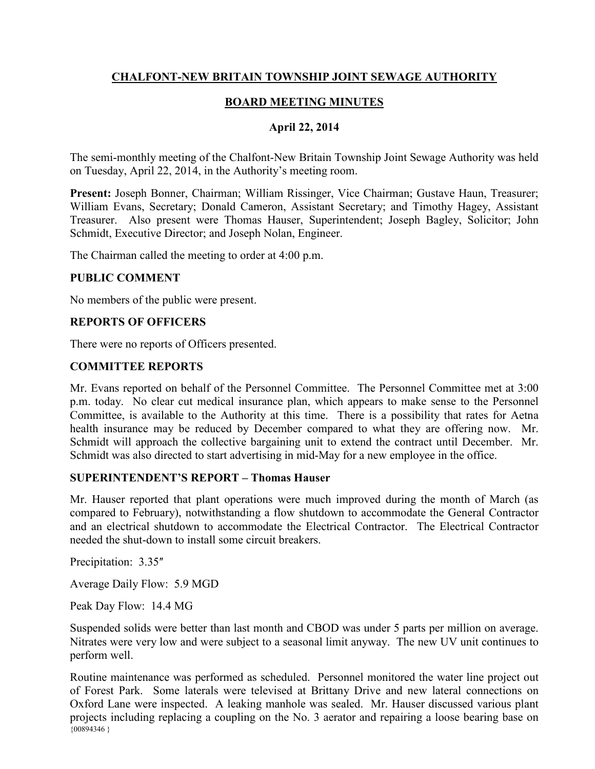# CHALFONT-NEW BRITAIN TOWNSHIP JOINT SEWAGE AUTHORITY

## BOARD MEETING MINUTES

### April 22, 2014

The semi-monthly meeting of the Chalfont-New Britain Township Joint Sewage Authority was held on Tuesday, April 22, 2014, in the Authority's meeting room.

**Present:** Joseph Bonner, Chairman; William Rissinger, Vice Chairman; Gustave Haun, Treasurer; William Evans, Secretary; Donald Cameron, Assistant Secretary; and Timothy Hagey, Assistant Treasurer. Also present were Thomas Hauser, Superintendent; Joseph Bagley, Solicitor; John Schmidt, Executive Director; and Joseph Nolan, Engineer.

The Chairman called the meeting to order at 4:00 p.m.

**PUBLIC COMMENT**

No members of the public were present.

**REPORTS OF OFFICERS**

There were no reports of Officers presented.

**COMMITTEE REPORTS**

Mr. Evans reported on behalf of the Personnel Committee. The Personnel Committee met at 3:00 p.m. today. No clear cut medical insurance plan, which appears to make sense to the Personnel Committee, is available to the Authority at this time. There is a possibility that rates for Aetna health insurance may be reduced by December compared to what they are offering now. Mr. Schmidt will approach the collective bargaining unit to extend the contract until December. Mr. Schmidt was also directed to start advertising in mid-May for a new employee in the office.

**SUPERINTENDENT'S REPORT – Thomas Hauser**

Mr. Hauser reported that plant operations were much improved during the month of March (as compared to February), notwithstanding a flow shutdown to accommodate the General Contractor and an electrical shutdown to accommodate the Electrical Contractor. The Electrical Contractor needed the shut-down to install some circuit breakers.

Precipitation: 3.35″

Average Daily Flow: 5.9 MGD

Peak Day Flow: 14.4 MG

Suspended solids were better than last month and CBOD was under 5 parts per million on average. Nitrates were very low and were subject to a seasonal limit anyway. The new UV unit continues to perform well.

Routine maintenance was performed as scheduled. Personnel monitored the water line project out of Forest Park. Some laterals were televised at Brittany Drive and new lateral connections on Oxford Lane were inspected. A leaking manhole was sealed. Mr. Hauser discussed various plant projects including replacing a coupling on the No. 3 aerator and repairing a loose bearing base on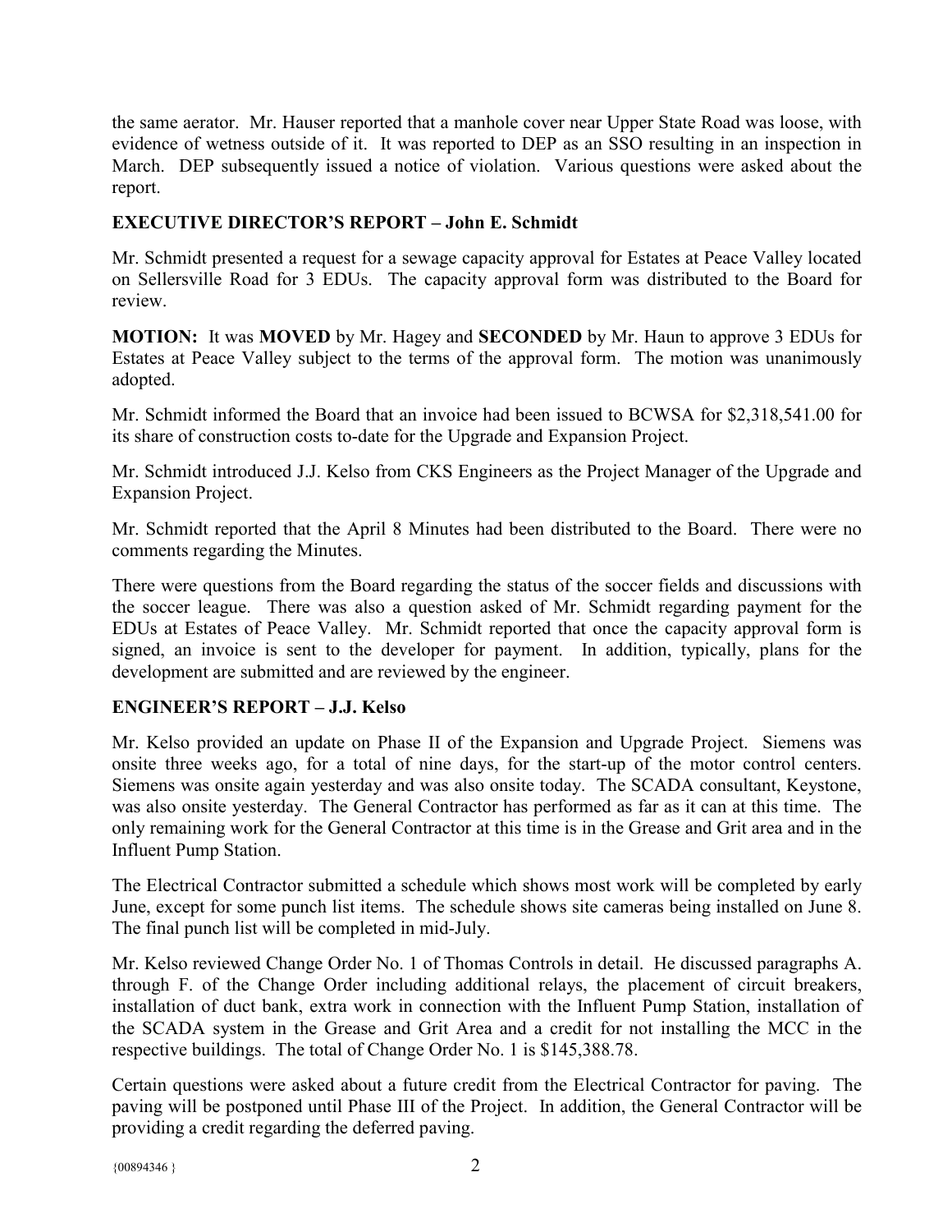the same aerator. Mr. Hauser reported that a manhole cover near Upper State Road was loose, with evidence of wetness outside of it. It was reported to DEP as an SSO resulting in an inspection in March. DEP subsequently issued a notice of violation. Various questions were asked about the report.

**EXECUTIVE DIRECTOR'S REPORT – John E. Schmidt**

Mr. Schmidt presented a request for a sewage capacity approval for Estates at Peace Valley located on Sellersville Road for 3 EDUs. The capacity approval form was distributed to the Board for review.

**MOTION:** It was **MOVED** by Mr. Hagey and **SECONDED** by Mr. Haun to approve 3 EDUs for Estates at Peace Valley subject to the terms of the approval form. The motion was unanimously adopted.

Mr. Schmidt informed the Board that an invoice had been issued to BCWSA for $2,318,541.00 for its share of construction costs to-date for the Upgrade and Expansion Project.

Mr. Schmidt introduced J.J. Kelso from CKS Engineers as the Project Manager of the Upgrade and Expansion Project.

Mr. Schmidt reported that the April 8 Minutes had been distributed to the Board. There were no comments regarding the Minutes.

There were questions from the Board regarding the status of the soccer fields and discussions with the soccer league. There was also a question asked of Mr. Schmidt regarding payment for the EDUs at Estates of Peace Valley. Mr. Schmidt reported that once the capacity approval form is signed, an invoice is sent to the developer for payment. In addition, typically, plans for the development are submitted and are reviewed by the engineer.

**ENGINEER'S REPORT – J.J. Kelso**

Mr. Kelso provided an update on Phase II of the Expansion and Upgrade Project. Siemens was onsite three weeks ago, for a total of nine days, for the start-up of the motor control centers. Siemens was onsite again yesterday and was also onsite today. The SCADA consultant, Keystone, was also onsite yesterday. The General Contractor has performed as far as it can at this time. The only remaining work for the General Contractor at this time is in the Grease and Grit area and in the Influent Pump Station.

The Electrical Contractor submitted a schedule which shows most work will be completed by early June, except for some punch list items. The schedule shows site cameras being installed on June 8. The final punch list will be completed in mid-July.

Mr. Kelso reviewed Change Order No. 1 of Thomas Controls in detail. He discussed paragraphs A. through F. of the Change Order including additional relays, the placement of circuit breakers, installation of duct bank, extra work in connection with the Influent Pump Station, installation of the SCADA system in the Grease and Grit Area and a credit for not installing the MCC in the respective buildings. The total of Change Order No. 1 is $145,388.78.

Certain questions were asked about a future credit from the Electrical Contractor for paving. The paving will be postponed until Phase III of the Project. In addition, the General Contractor will be providing a credit regarding the deferred paving.

{00894346 }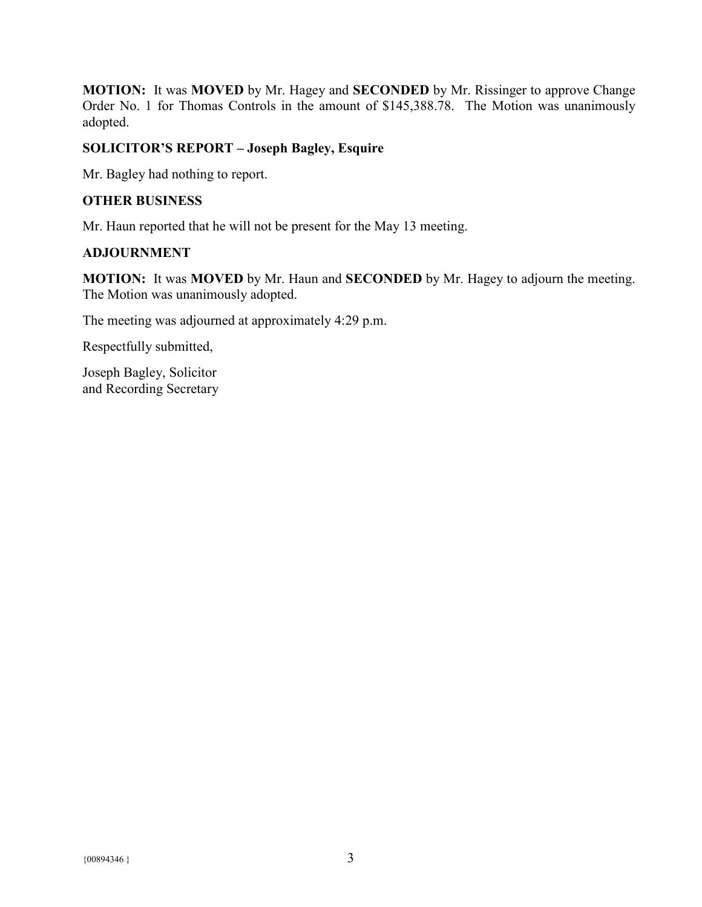**MOTION:** It was **MOVED** by Mr. Hagey and **SECONDED** by Mr. Rissinger to approve Change Order No. 1 for Thomas Controls in the amount of $145,388.78. The Motion was unanimously adopted.

**SOLICITOR'S REPORT – Joseph Bagley, Esquire**

Mr. Bagley had nothing to report.

**OTHER BUSINESS**

Mr. Haun reported that he will not be present for the May 13 meeting.

**ADJOURNMENT**

**MOTION:** It was **MOVED** by Mr. Haun and **SECONDED** by Mr. Hagey to adjourn the meeting. The Motion was unanimously adopted.

The meeting was adjourned at approximately 4:29 p.m.

Respectfully submitted,

Joseph Bagley, Solicitor
and Recording Secretary

{00894346 }